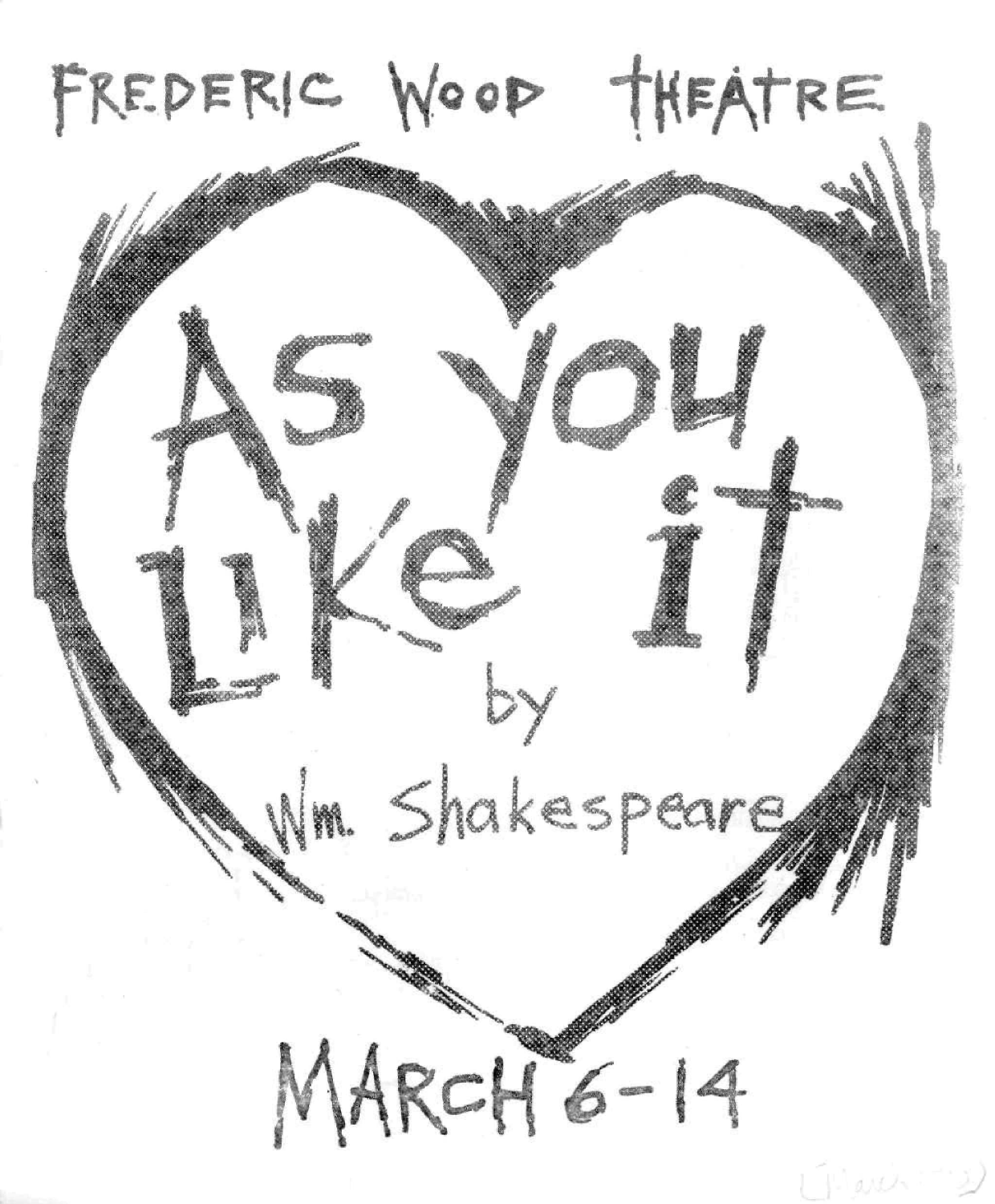FREDERIC WOOD THEATRE

# As you Like it

by

Wm. Shakespeare

MARCH 6-14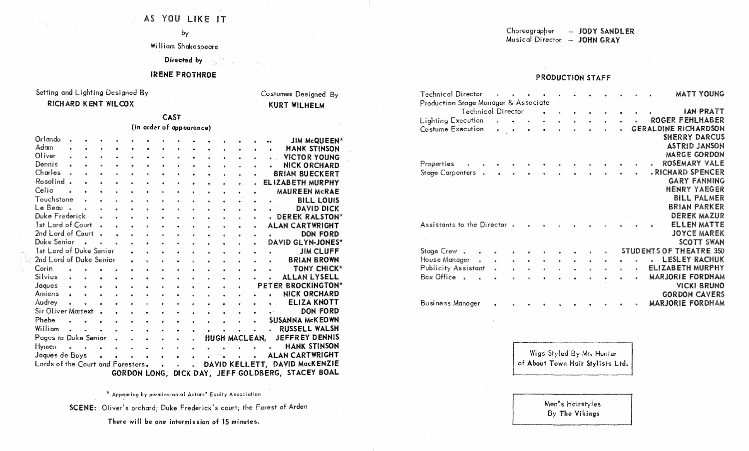# AS YOU LIKE IT

by

William Shakespeare

**Directed by**

**IRENE PROTHROE**

Setting and Lighting Designed By
**RICHARD KENT WILCOX**

Costumes Designed By
**KURT WILHELM**

## CAST

(in order of appearance)

| | |
|---|---|
| Orlando | JIM McQUEEN* |
| Adam | HANK STINSON |
| Oliver | VICTOR YOUNG |
| Dennis | NICK ORCHARD |
| Charles | BRIAN BUECKERT |
| Rosalind | ELIZABETH MURPHY |
| Celia | MAUREEN McRAE |
| Touchstone | BILL LOUIS |
| Le Beau | DAVID DICK |
| Duke Frederick | DEREK RALSTON* |
| 1st Lord of Court | ALAN CARTWRIGHT |
| 2nd Lord of Court | DON FORD |
| Duke Senior | DAVID GLYN-JONES* |
| 1st Lord of Duke Senior | JIM CLUFF |
| 2nd Lord of Duke Senior | BRIAN BROWN |
| Corin | TONY CHICK* |
| Silvius | ALLAN LYSELL |
| Jaques | PETER BROCKINGTON* |
| Amiens | NICK ORCHARD |
| Audrey | ELIZA KNOTT |
| Sir Oliver Martext | DON FORD |
| Phebe | SUSANNA McKEOWN |
| William | RUSSELL WALSH |
| Pages to Duke Senior | HUGH MACLEAN, JEFFREY DENNIS |
| Hymen | HANK STINSON |
| Jaques de Boys | ALAN CARTWRIGHT |
| Lords of the Court and Foresters | DAVID KELLETT, DAVID MacKENZIE, GORDON LONG, DICK DAY, JEFF GOLDBERG, STACEY BOAL |

* Appearing by permission of Actors' Equity Association

**SCENE:** Oliver's orchard; Duke Frederick's court; the Forest of Arden

There will be one intermission of 15 minutes.

Choreographer – **JODY SANDLER**
Musical Director – **JOHN GRAY**

## PRODUCTION STAFF

| | |
|---|---|
| Technical Director | MATT YOUNG |
| Production Stage Manager & Associate Technical Director | IAN PRATT |
| Lighting Execution | ROGER FEHLHABER |
| Costume Execution | GERALDINE RICHARDSON, SHERRY DARCUS, ASTRID JANSON, MARGE GORDON |
| Properties | ROSEMARY VALE |
| Stage Carpenters | RICHARD SPENCER, GARY FANNING, HENRY YAEGER, BILL PALMER, BRIAN PARKER, DEREK MAZUR |
| Assistants to the Director | ELLEN MATTE, JOYCE MAREK, SCOTT SWAN |
| Stage Crew | STUDENTS OF THEATRE 350 |
| House Manager | LESLEY RACHUK |
| Publicity Assistant | ELIZABETH MURPHY |
| Box Office | MARJORIE FORDHAM, VICKI BRUNO, GORDON CAVERS |
| Business Manager | MARJORIE FORDHAM |

Wigs Styled By Mr. Hunter
of **About Town Hair Stylists Ltd.**

Men's Hairstyles
By **The Vikings**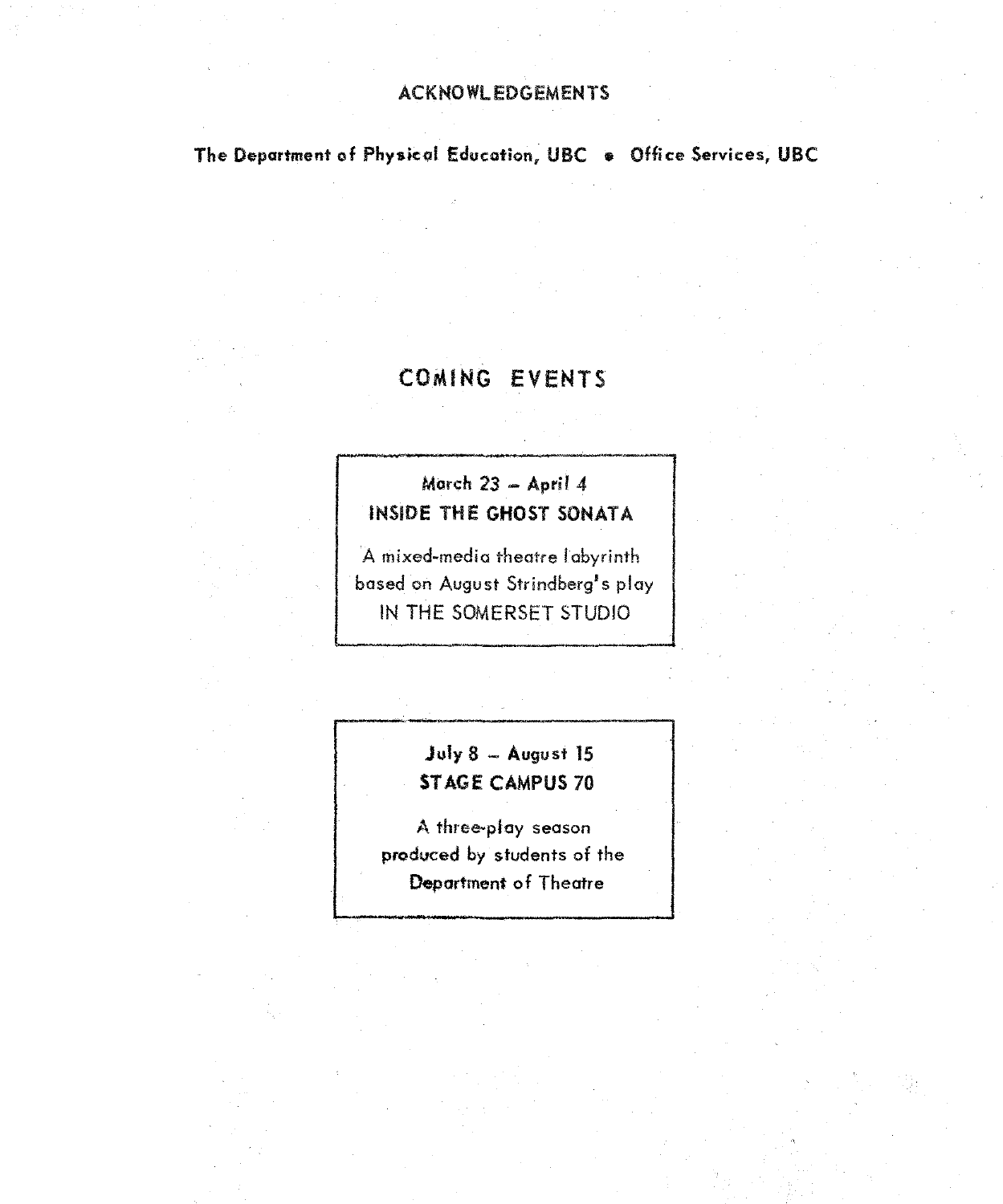## ACKNOWLEDGEMENTS

The Department of Physical Education, UBC • Office Services, UBC

# COMING EVENTS

March 23 – April 4

**INSIDE THE GHOST SONATA**

A mixed-media theatre labyrinth based on August Strindberg's play IN THE SOMERSET STUDIO

July 8 – August 15

**STAGE CAMPUS 70**

A three-play season produced by students of the Department of Theatre